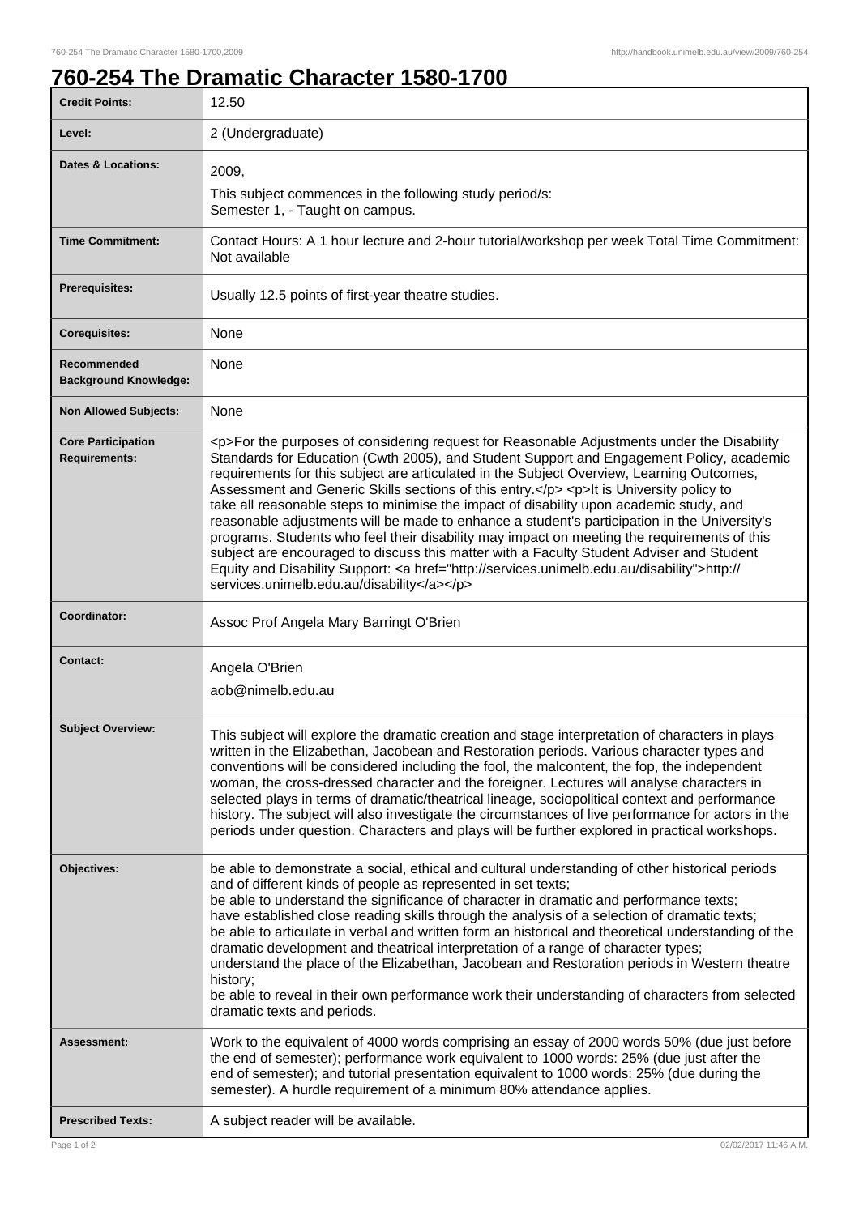# 760-254 The Dramatic Character 1580-1700

| | |
|---|---|
| **Credit Points:** | 12.50 |
| **Level:** | 2 (Undergraduate) |
| **Dates & Locations:** | 2009,<br>This subject commences in the following study period/s:<br>Semester 1, - Taught on campus. |
| **Time Commitment:** | Contact Hours: A 1 hour lecture and 2-hour tutorial/workshop per week Total Time Commitment: Not available |
| **Prerequisites:** | Usually 12.5 points of first-year theatre studies. |
| **Corequisites:** | None |
| **Recommended Background Knowledge:** | None |
| **Non Allowed Subjects:** | None |
| **Core Participation Requirements:** | <p>For the purposes of considering request for Reasonable Adjustments under the Disability Standards for Education (Cwth 2005), and Student Support and Engagement Policy, academic requirements for this subject are articulated in the Subject Overview, Learning Outcomes, Assessment and Generic Skills sections of this entry.</p> <p>It is University policy to take all reasonable steps to minimise the impact of disability upon academic study, and reasonable adjustments will be made to enhance a student's participation in the University's programs. Students who feel their disability may impact on meeting the requirements of this subject are encouraged to discuss this matter with a Faculty Student Adviser and Student Equity and Disability Support: <a href="http://services.unimelb.edu.au/disability">http://services.unimelb.edu.au/disability</a></p> |
| **Coordinator:** | Assoc Prof Angela Mary Barringt O'Brien |
| **Contact:** | Angela O'Brien<br>aob@nimelb.edu.au |
| **Subject Overview:** | This subject will explore the dramatic creation and stage interpretation of characters in plays written in the Elizabethan, Jacobean and Restoration periods. Various character types and conventions will be considered including the fool, the malcontent, the fop, the independent woman, the cross-dressed character and the foreigner. Lectures will analyse characters in selected plays in terms of dramatic/theatrical lineage, sociopolitical context and performance history. The subject will also investigate the circumstances of live performance for actors in the periods under question. Characters and plays will be further explored in practical workshops. |
| **Objectives:** | be able to demonstrate a social, ethical and cultural understanding of other historical periods and of different kinds of people as represented in set texts;<br>be able to understand the significance of character in dramatic and performance texts;<br>have established close reading skills through the analysis of a selection of dramatic texts;<br>be able to articulate in verbal and written form an historical and theoretical understanding of the dramatic development and theatrical interpretation of a range of character types;<br>understand the place of the Elizabethan, Jacobean and Restoration periods in Western theatre history;<br>be able to reveal in their own performance work their understanding of characters from selected dramatic texts and periods. |
| **Assessment:** | Work to the equivalent of 4000 words comprising an essay of 2000 words 50% (due just before the end of semester); performance work equivalent to 1000 words: 25% (due just after the end of semester); and tutorial presentation equivalent to 1000 words: 25% (due during the semester). A hurdle requirement of a minimum 80% attendance applies. |
| **Prescribed Texts:** | A subject reader will be available. |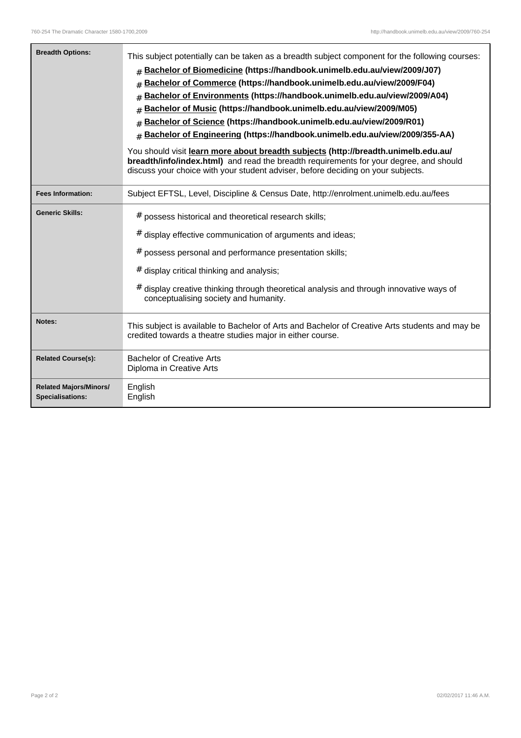| | |
|---|---|
| **Breadth Options:** | This subject potentially can be taken as a breadth subject component for the following courses:<br># **Bachelor of Biomedicine (https://handbook.unimelb.edu.au/view/2009/J07)**<br># **Bachelor of Commerce (https://handbook.unimelb.edu.au/view/2009/F04)**<br># **Bachelor of Environments (https://handbook.unimelb.edu.au/view/2009/A04)**<br># **Bachelor of Music (https://handbook.unimelb.edu.au/view/2009/M05)**<br># **Bachelor of Science (https://handbook.unimelb.edu.au/view/2009/R01)**<br># **Bachelor of Engineering (https://handbook.unimelb.edu.au/view/2009/355-AA)**<br><br>You should visit **learn more about breadth subjects (http://breadth.unimelb.edu.au/breadth/info/index.html)** and read the breadth requirements for your degree, and should discuss your choice with your student adviser, before deciding on your subjects. |
| **Fees Information:** | Subject EFTSL, Level, Discipline & Census Date, http://enrolment.unimelb.edu.au/fees |
| **Generic Skills:** | # possess historical and theoretical research skills;<br># display effective communication of arguments and ideas;<br># possess personal and performance presentation skills;<br># display critical thinking and analysis;<br># display creative thinking through theoretical analysis and through innovative ways of conceptualising society and humanity. |
| **Notes:** | This subject is available to Bachelor of Arts and Bachelor of Creative Arts students and may be credited towards a theatre studies major in either course. |
| **Related Course(s):** | Bachelor of Creative Arts<br>Diploma in Creative Arts |
| **Related Majors/Minors/ Specialisations:** | English<br>English |